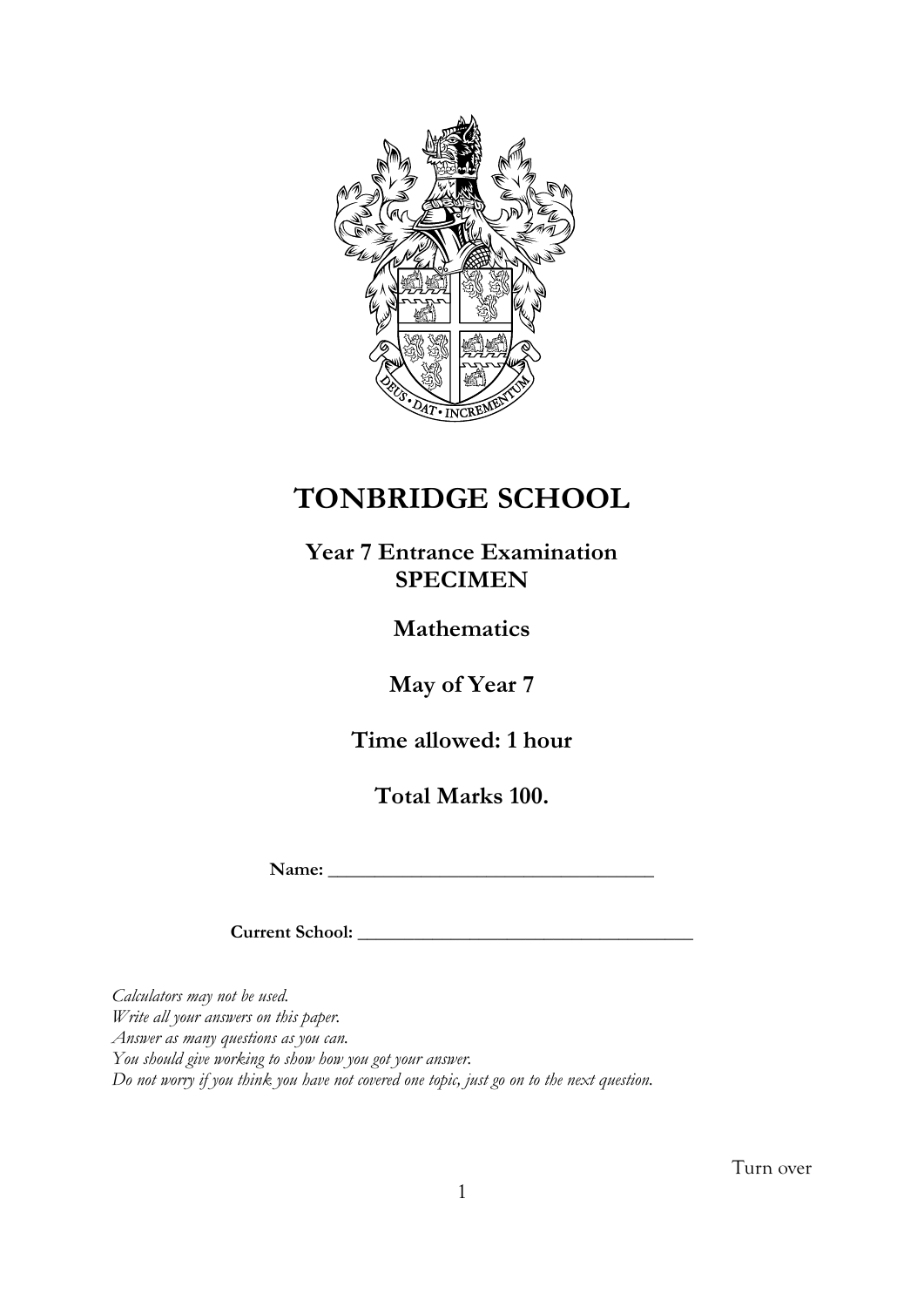# TONBRIDGE SCHOOL

## Year 7 Entrance Examination
## SPECIMEN

## Mathematics

## May of Year 7

## Time allowed: 1 hour

## Total Marks 100.

**Name:** ___________________________________

**Current School:** _____________________________________

*Calculators may not be used.*
*Write all your answers on this paper.*
*Answer as many questions as you can.*
*You should give working to show how you got your answer.*
*Do not worry if you think you have not covered one topic, just go on to the next question.*

Turn over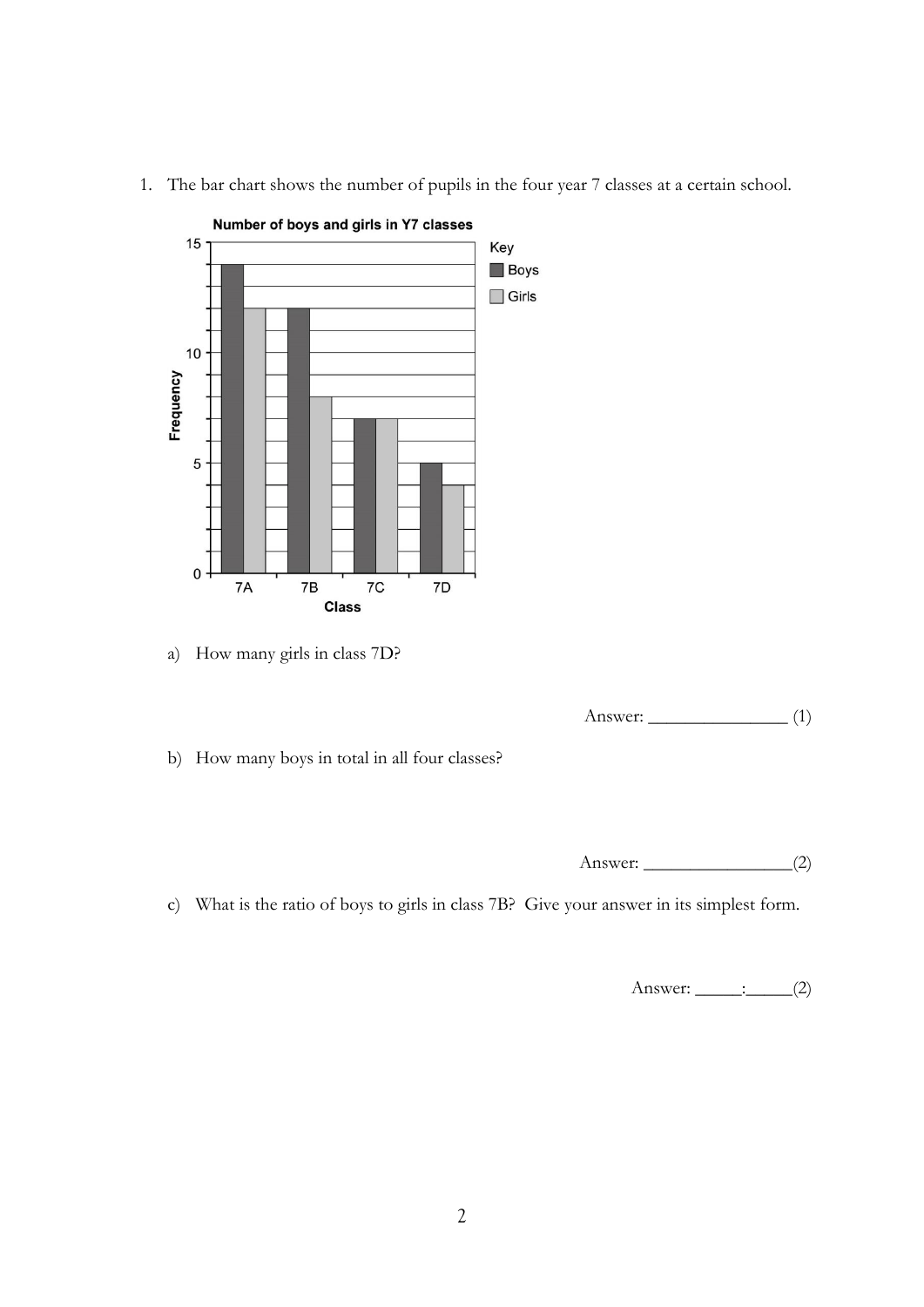1. The bar chart shows the number of pupils in the four year 7 classes at a certain school.

a) How many girls in class 7D?

Answer: _______________ (1)

b) How many boys in total in all four classes?

Answer: ________________(2)

c) What is the ratio of boys to girls in class 7B? Give your answer in its simplest form.

Answer: _____:_____(2)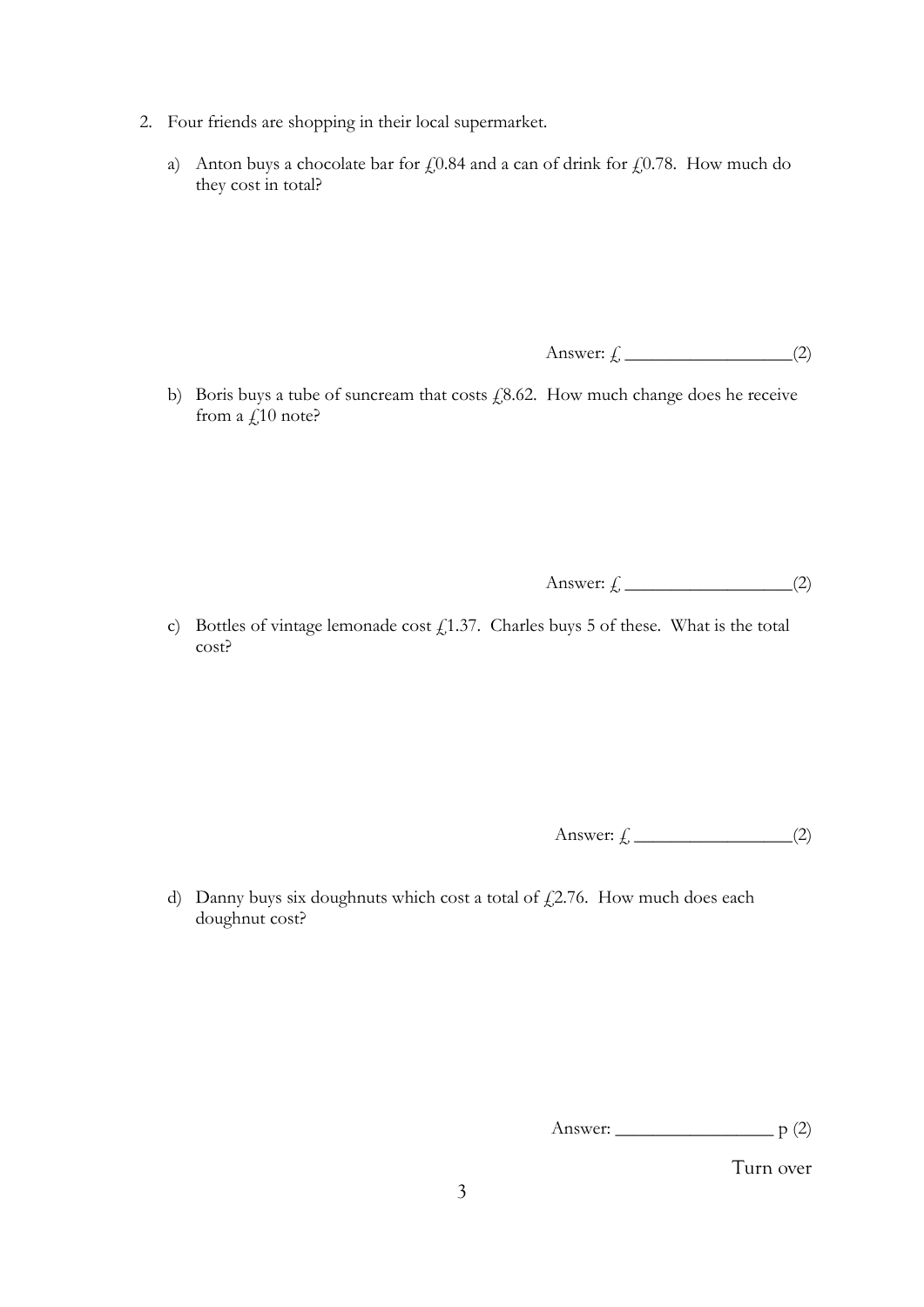2. Four friends are shopping in their local supermarket.

   a) Anton buys a chocolate bar for £0.84 and a can of drink for £0.78. How much do they cost in total?

   Answer: £ __________________(2)

   b) Boris buys a tube of suncream that costs £8.62. How much change does he receive from a £10 note?

   Answer: £ __________________(2)

   c) Bottles of vintage lemonade cost £1.37. Charles buys 5 of these. What is the total cost?

   Answer: £ _________________(2)

   d) Danny buys six doughnuts which cost a total of £2.76. How much does each doughnut cost?

   Answer: _________________ p (2)

Turn over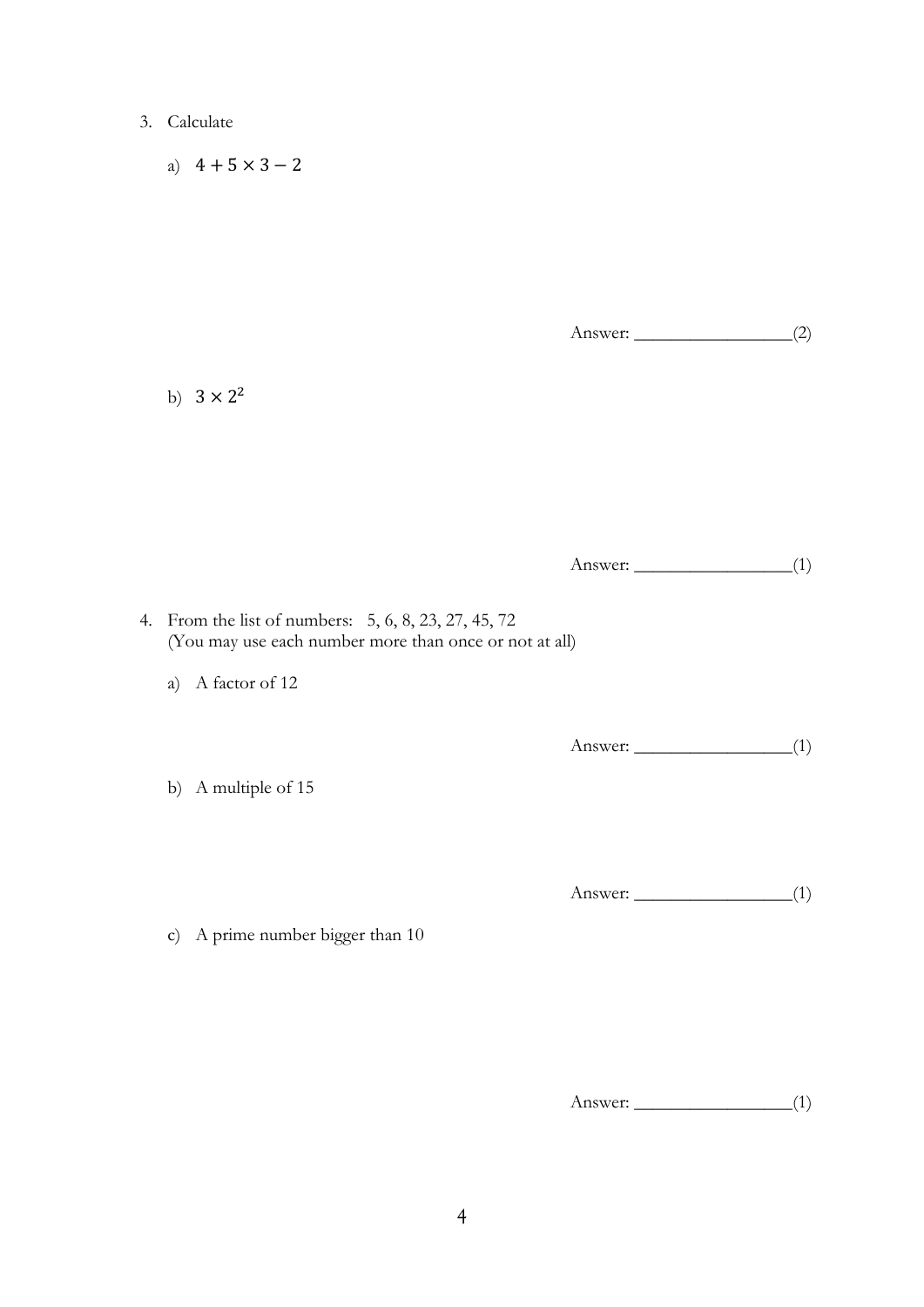3. Calculate

   a) $4 + 5 \times 3 - 2$

   Answer: _________________(2)

   b) $3 \times 2^2$

   Answer: _________________(1)

4. From the list of numbers: 5, 6, 8, 23, 27, 45, 72
   (You may use each number more than once or not at all)

   a) A factor of 12

   Answer: _________________(1)

   b) A multiple of 15

   Answer: _________________(1)

   c) A prime number bigger than 10

   Answer: _________________(1)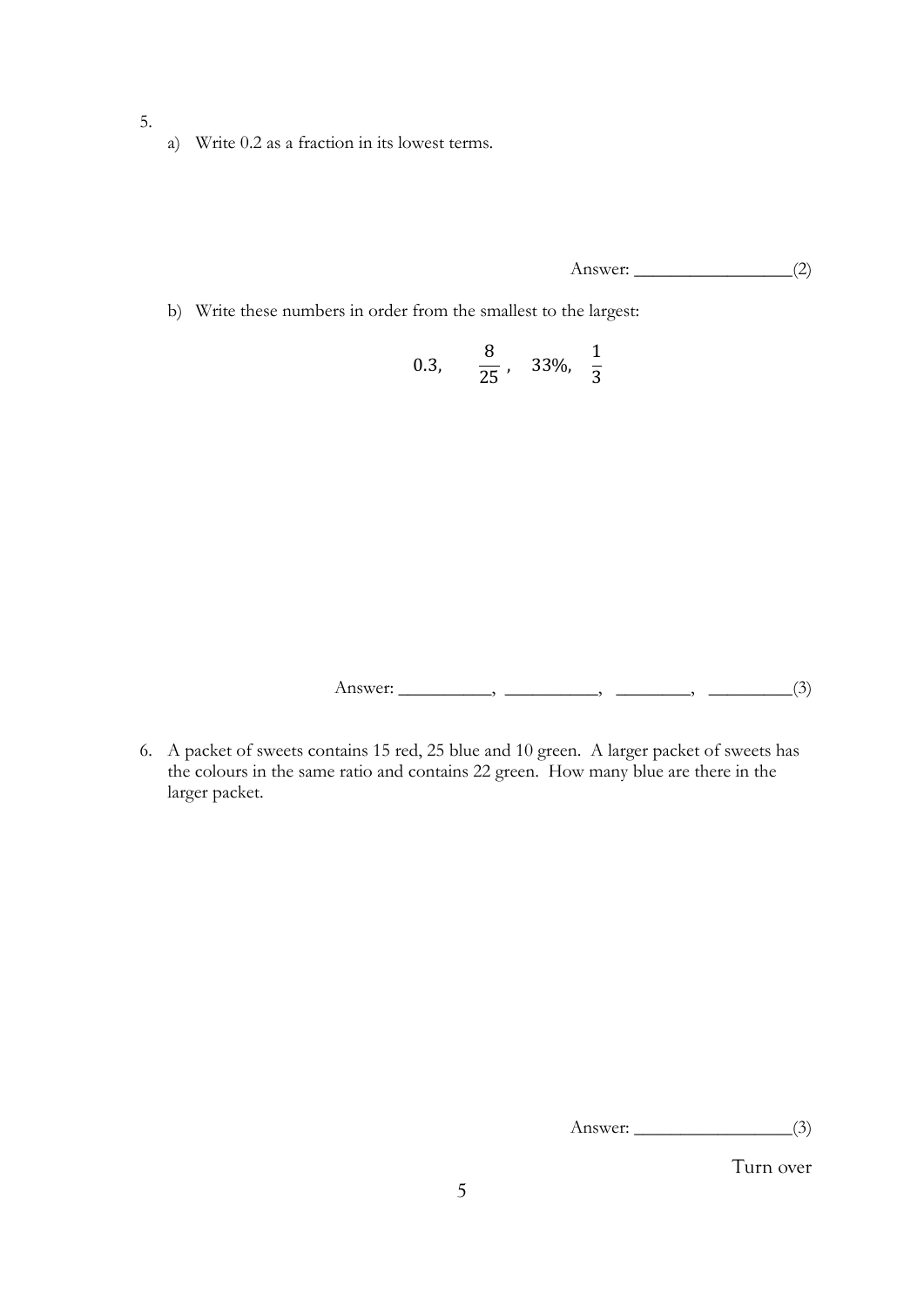5.

a) Write 0.2 as a fraction in its lowest terms.

Answer: _________________(2)

b) Write these numbers in order from the smallest to the largest:

$$0.3, \quad \frac{8}{25}, \quad 33\%, \quad \frac{1}{3}$$

Answer: __________, __________, ________, _________(3)

6. A packet of sweets contains 15 red, 25 blue and 10 green. A larger packet of sweets has the colours in the same ratio and contains 22 green. How many blue are there in the larger packet.

Answer: _________________(3)

Turn over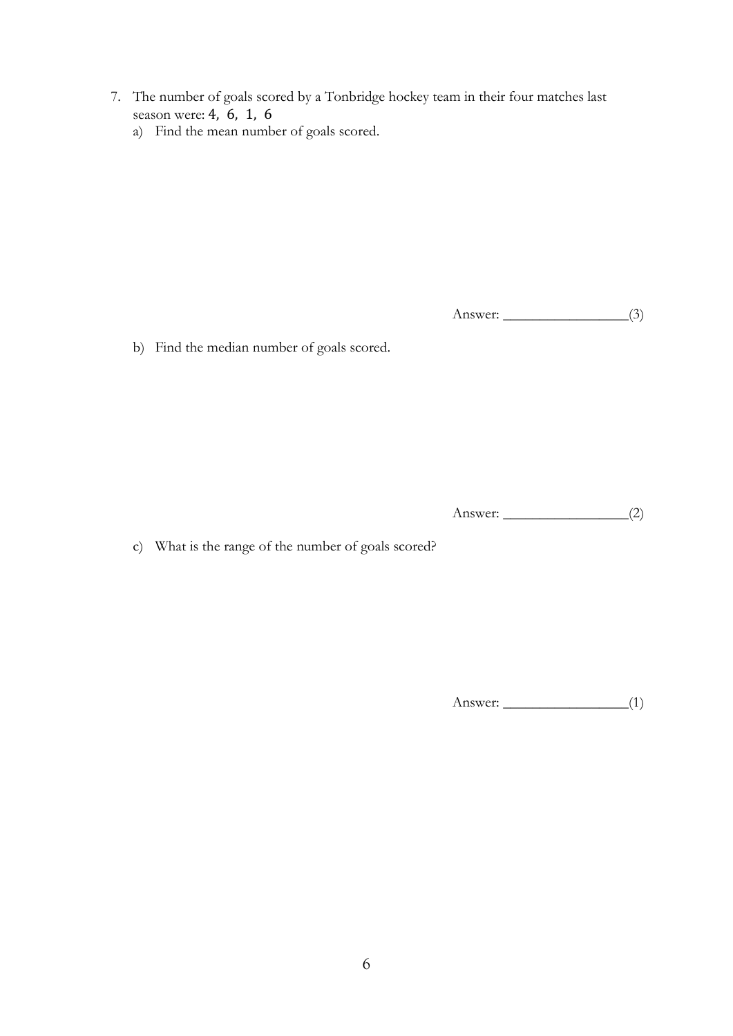7. The number of goals scored by a Tonbridge hockey team in their four matches last season were: 4, 6, 1, 6

   a) Find the mean number of goals scored.

   Answer: _________________(3)

   b) Find the median number of goals scored.

   Answer: _________________(2)

   c) What is the range of the number of goals scored?

   Answer: _________________(1)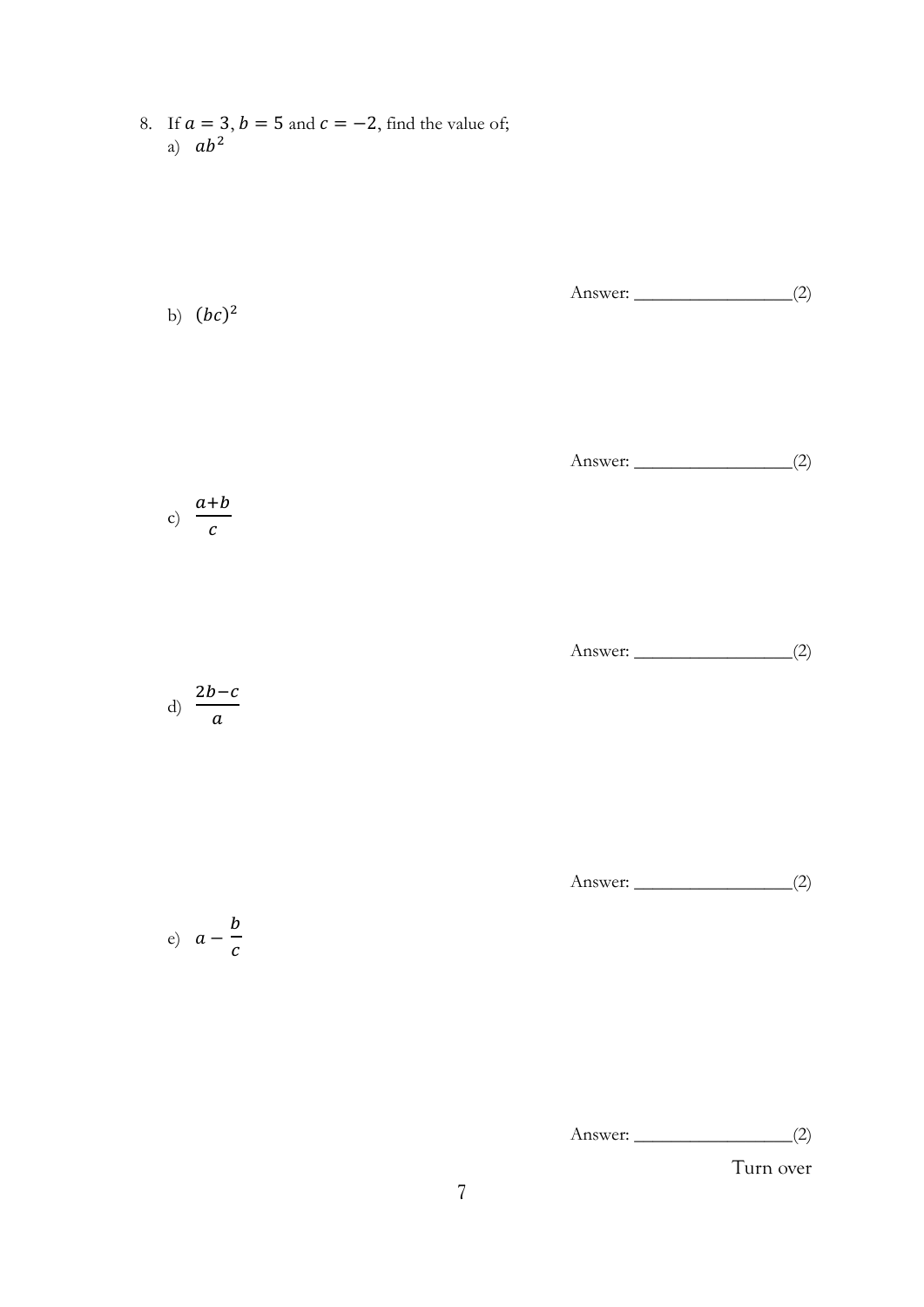8. If $a = 3, b = 5$ and $c = -2$, find the value of;

   a) $ab^2$

   Answer: ________________(2)

   b) $(bc)^2$

   Answer: ________________(2)

   c) $\frac{a+b}{c}$

   Answer: ________________(2)

   d) $\frac{2b-c}{a}$

   Answer: ________________(2)

   e) $a - \frac{b}{c}$

   Answer: ________________(2)

Turn over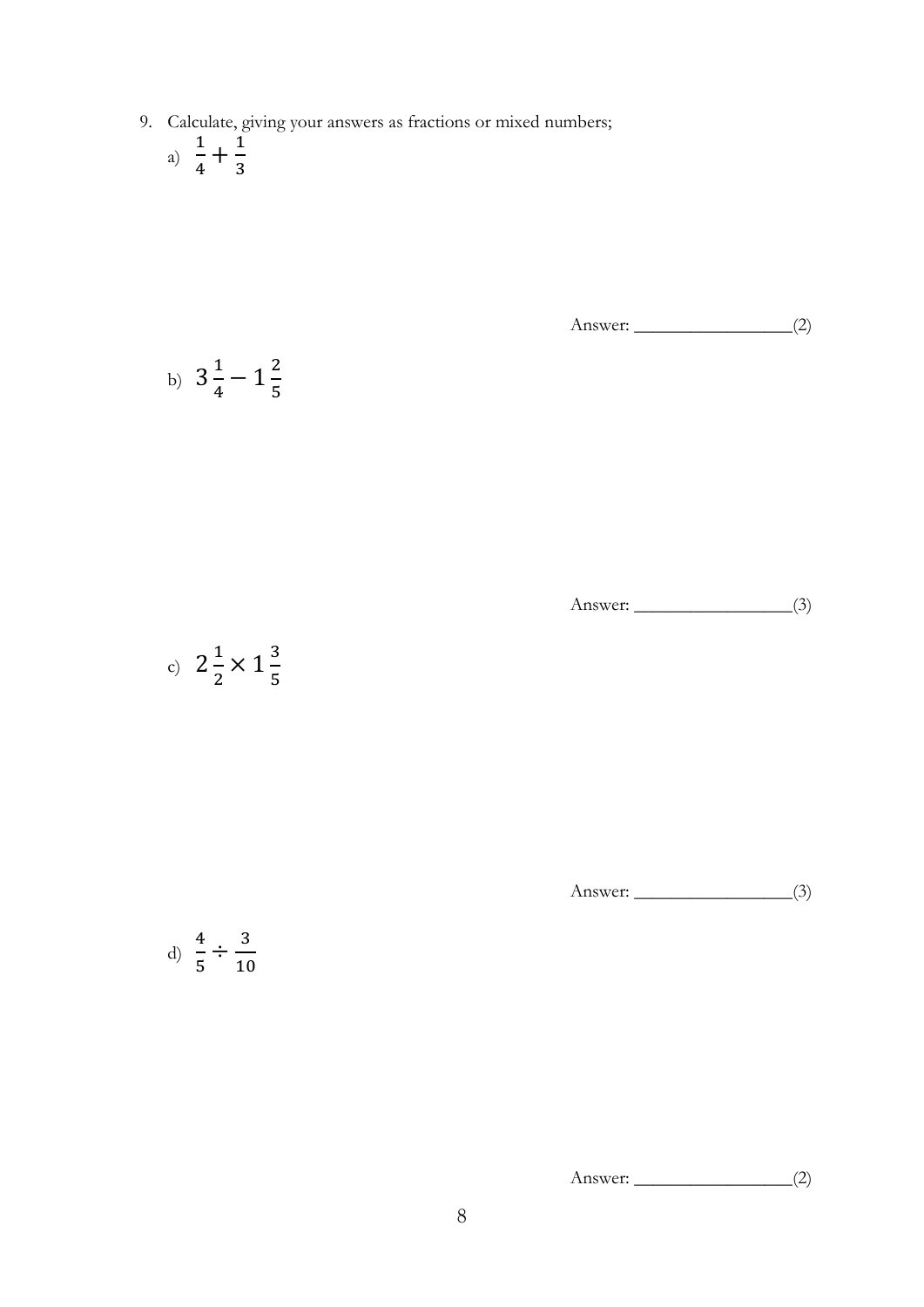9. Calculate, giving your answers as fractions or mixed numbers;

   a) $\frac{1}{4} + \frac{1}{3}$

   Answer: \_\_\_\_\_\_\_\_\_\_\_\_\_\_\_\_\_\_(2)

   b) $3\frac{1}{4} - 1\frac{2}{5}$

   Answer: \_\_\_\_\_\_\_\_\_\_\_\_\_\_\_\_\_\_(3)

   c) $2\frac{1}{2} \times 1\frac{3}{5}$

   Answer: \_\_\_\_\_\_\_\_\_\_\_\_\_\_\_\_\_\_(3)

   d) $\frac{4}{5} \div \frac{3}{10}$

   Answer: \_\_\_\_\_\_\_\_\_\_\_\_\_\_\_\_\_\_(2)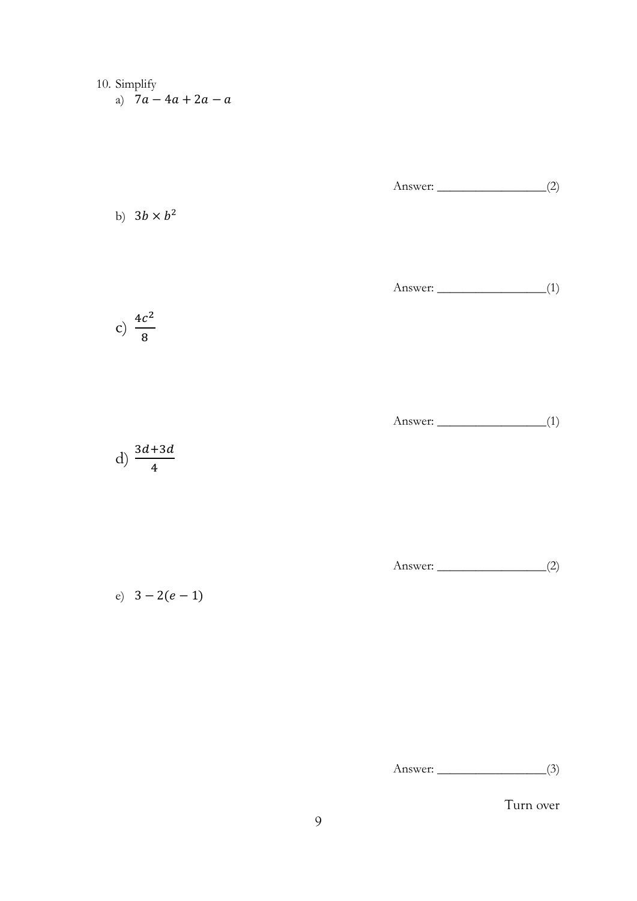10. Simplify

a) $7a - 4a + 2a - a$

Answer: ________________(2)

b) $3b \times b^2$

Answer: ________________(1)

c) $\frac{4c^2}{8}$

Answer: ________________(1)

d) $\frac{3d+3d}{4}$

Answer: ________________(2)

e) $3 - 2(e - 1)$

Answer: ________________(3)

Turn over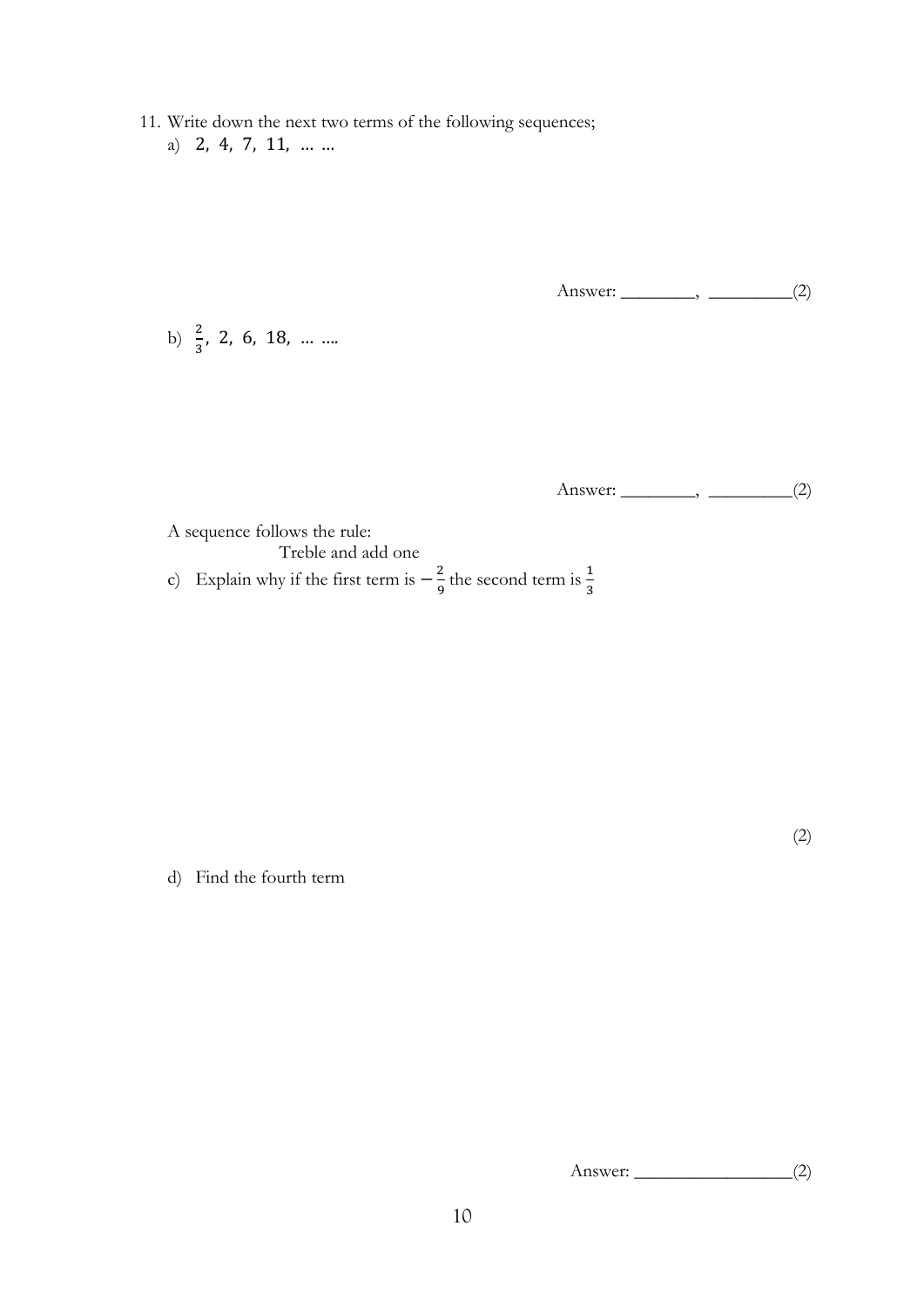11. Write down the next two terms of the following sequences;

a) $2, \ 4, \ 7, \ 11, \ \ldots \ \ldots$

Answer: ________, _________(2)

b) $\frac{2}{3}, \ 2, \ 6, \ 18, \ \ldots \ \ldots.$

Answer: ________, _________(2)

A sequence follows the rule:

Treble and add one

c) Explain why if the first term is $-\frac{2}{9}$ the second term is $\frac{1}{3}$

(2)

d) Find the fourth term

Answer: _________________(2)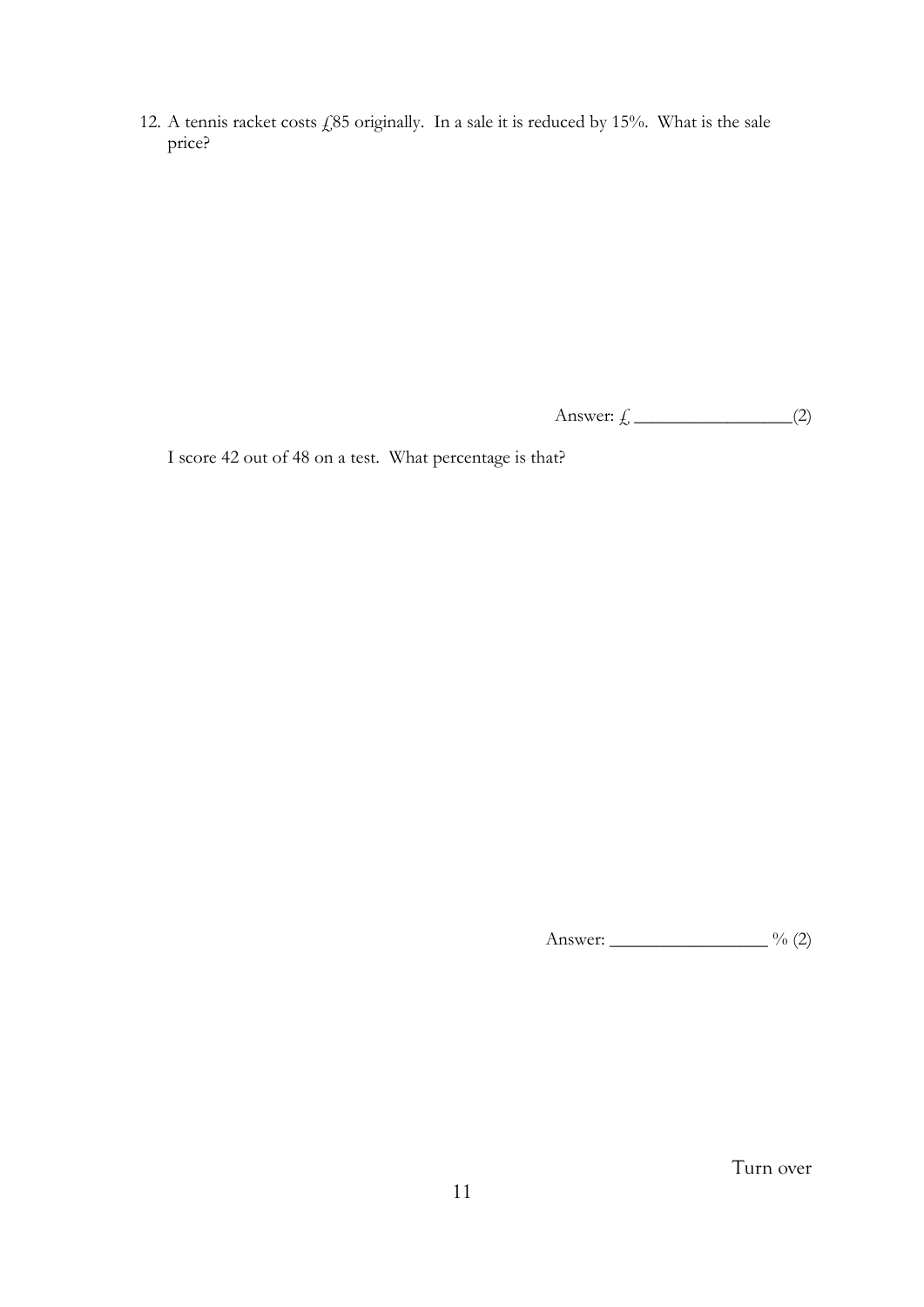12. A tennis racket costs £85 originally. In a sale it is reduced by 15%. What is the sale price?

Answer: £ \_\_\_\_\_\_\_\_\_\_\_\_\_\_\_\_\_\_(2)

I score 42 out of 48 on a test. What percentage is that?

Answer: \_\_\_\_\_\_\_\_\_\_\_\_\_\_\_\_\_\_ % (2)

Turn over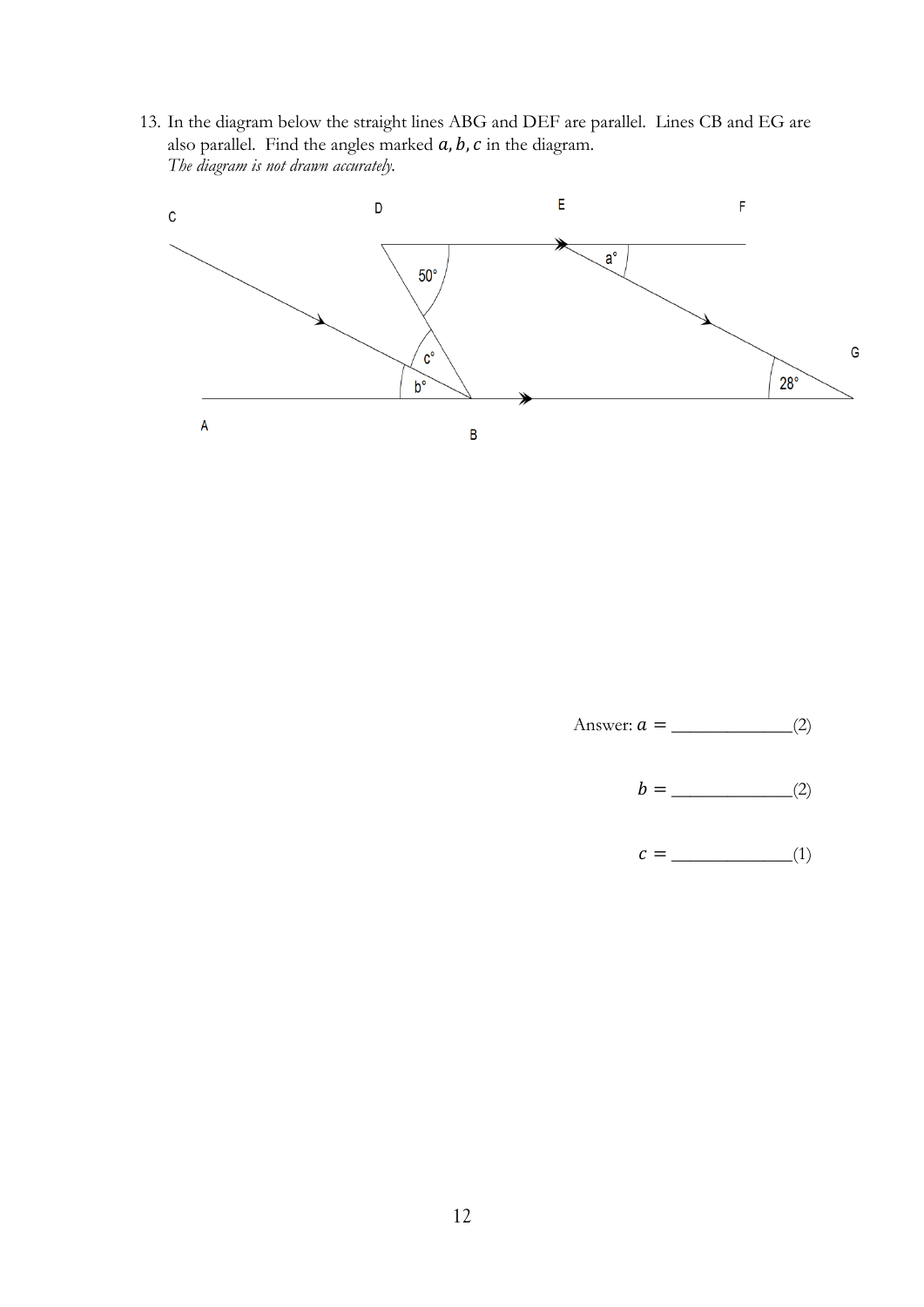13. In the diagram below the straight lines ABG and DEF are parallel. Lines CB and EG are also parallel. Find the angles marked $a, b, c$ in the diagram.
*The diagram is not drawn accurately.*

Answer: $a =$ _____________(2)

$b =$ _____________(2)

$c =$ _____________(1)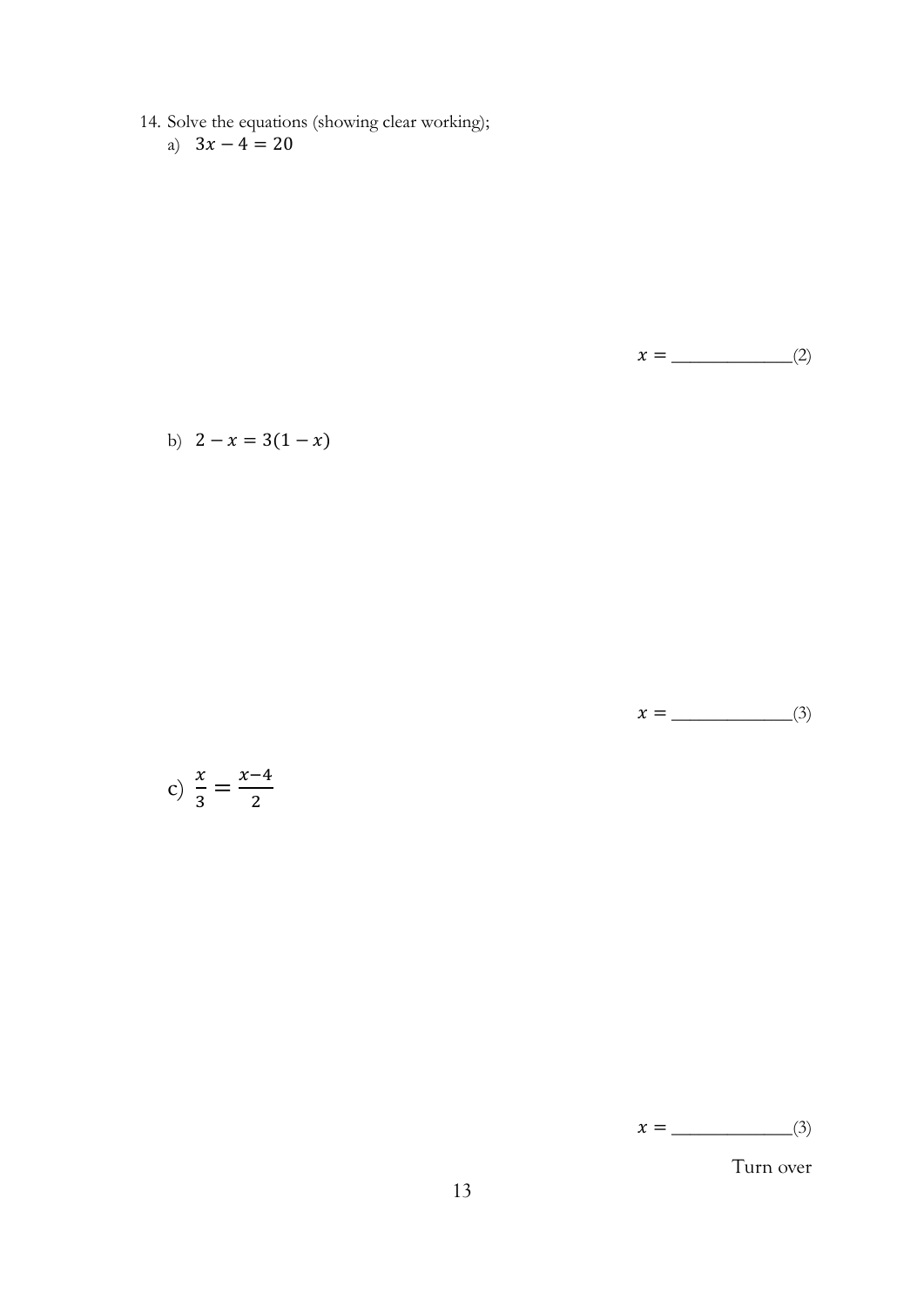14. Solve the equations (showing clear working);

a) $3x - 4 = 20$

$x =$ _____________(2)

b) $2 - x = 3(1 - x)$

$x =$ _____________(3)

c) $\frac{x}{3} = \frac{x-4}{2}$

$x =$ _____________(3)

Turn over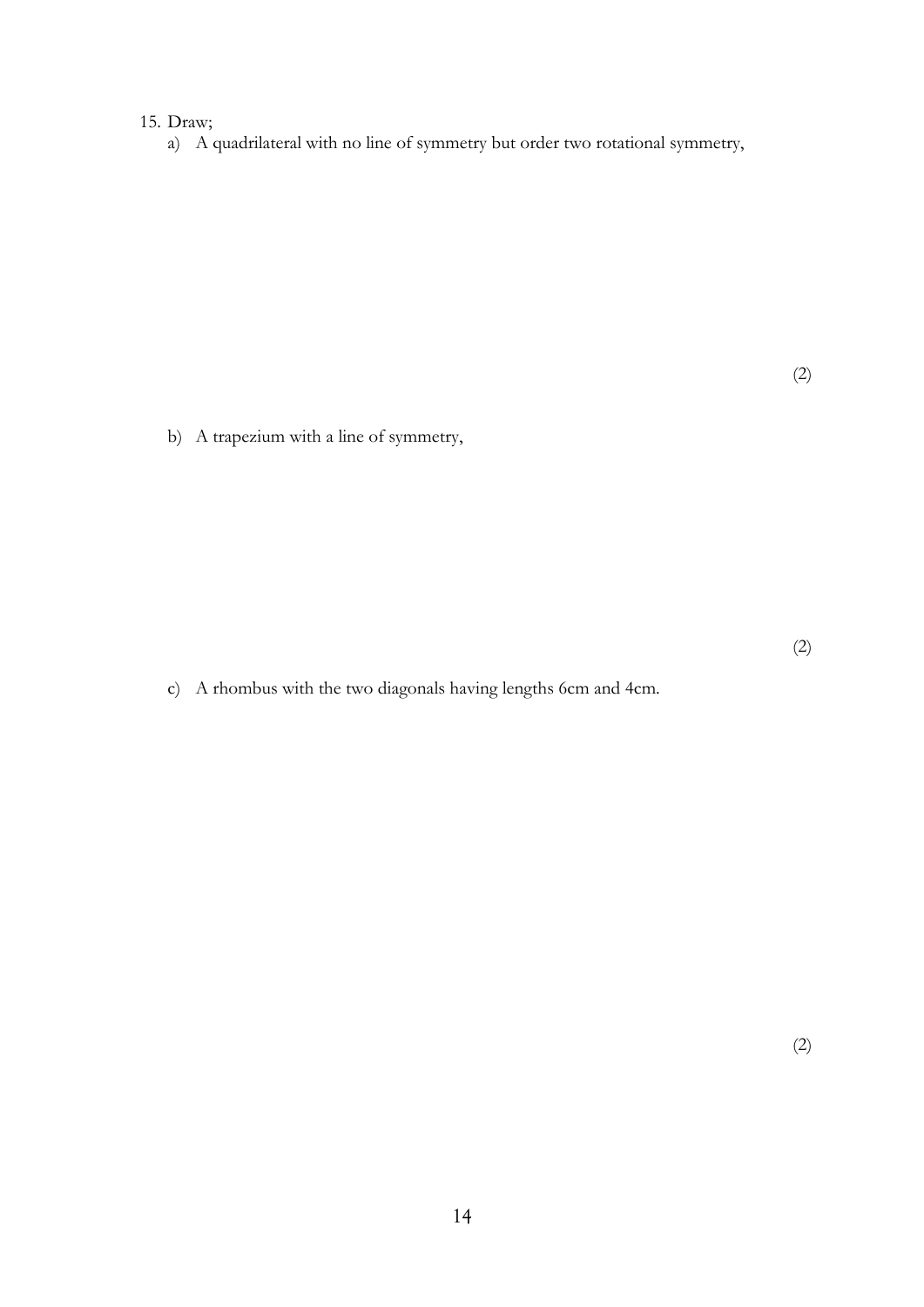15. Draw;

a) A quadrilateral with no line of symmetry but order two rotational symmetry,

(2)

b) A trapezium with a line of symmetry,

(2)

c) A rhombus with the two diagonals having lengths 6cm and 4cm.

(2)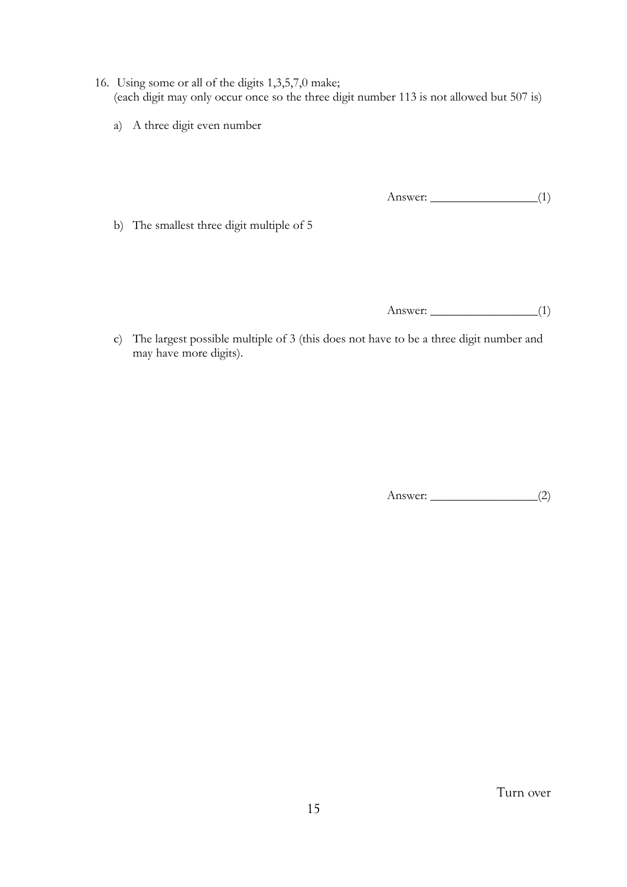16. Using some or all of the digits 1,3,5,7,0 make;
(each digit may only occur once so the three digit number 113 is not allowed but 507 is)

a) A three digit even number

Answer: _________________(1)

b) The smallest three digit multiple of 5

Answer: _________________(1)

c) The largest possible multiple of 3 (this does not have to be a three digit number and may have more digits).

Answer: _________________(2)

Turn over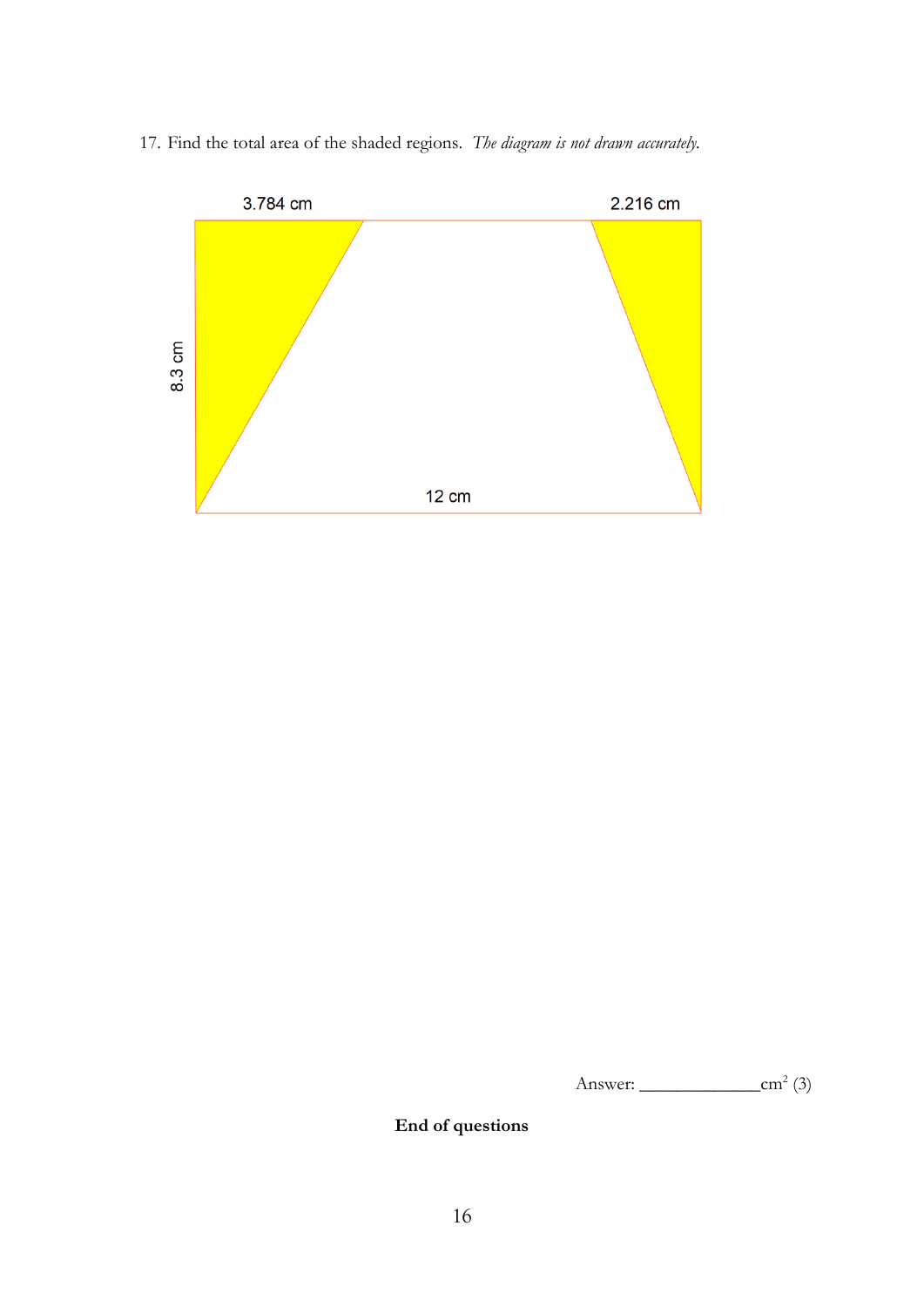17. Find the total area of the shaded regions. *The diagram is not drawn accurately.*

3.784 cm

2.216 cm

8.3 cm

12 cm

Answer: _____________ $cm^2$ (3)

**End of questions**